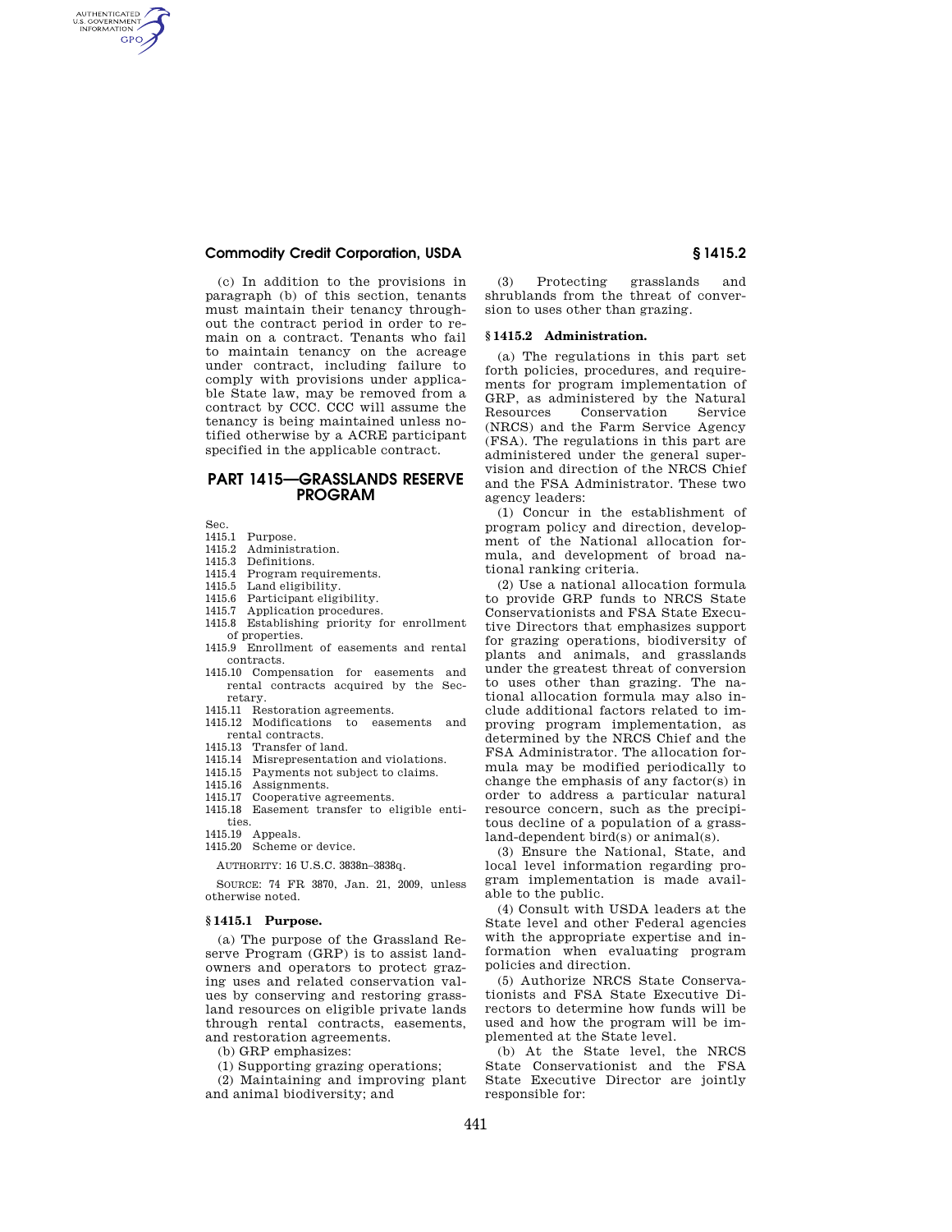(c) In addition to the provisions in paragraph (b) of this section, tenants must maintain their tenancy throughout the contract period in order to remain on a contract. Tenants who fail to maintain tenancy on the acreage under contract, including failure to comply with provisions under applicable State law, may be removed from a contract by CCC. CCC will assume the tenancy is being maintained unless notified otherwise by a ACRE participant specified in the applicable contract.

## PART 1415—GRASSLANDS RESERVE PROGRAM

Sec.
1415.1 Purpose.
1415.2 Administration.
1415.3 Definitions.
1415.4 Program requirements.
1415.5 Land eligibility.
1415.6 Participant eligibility.
1415.7 Application procedures.
1415.8 Establishing priority for enrollment of properties.
1415.9 Enrollment of easements and rental contracts.
1415.10 Compensation for easements and rental contracts acquired by the Secretary.
1415.11 Restoration agreements.
1415.12 Modifications to easements and rental contracts.
1415.13 Transfer of land.
1415.14 Misrepresentation and violations.
1415.15 Payments not subject to claims.
1415.16 Assignments.
1415.17 Cooperative agreements.
1415.18 Easement transfer to eligible entities.
1415.19 Appeals.
1415.20 Scheme or device.

AUTHORITY: 16 U.S.C. 3838n–3838q.

SOURCE: 74 FR 3870, Jan. 21, 2009, unless otherwise noted.

### § 1415.1 Purpose.

(a) The purpose of the Grassland Reserve Program (GRP) is to assist landowners and operators to protect grazing uses and related conservation values by conserving and restoring grassland resources on eligible private lands through rental contracts, easements, and restoration agreements.

(b) GRP emphasizes:

(1) Supporting grazing operations;

(2) Maintaining and improving plant and animal biodiversity; and

(3) Protecting grasslands and shrublands from the threat of conversion to uses other than grazing.

### § 1415.2 Administration.

(a) The regulations in this part set forth policies, procedures, and requirements for program implementation of GRP, as administered by the Natural Resources Conservation Service (NRCS) and the Farm Service Agency (FSA). The regulations in this part are administered under the general supervision and direction of the NRCS Chief and the FSA Administrator. These two agency leaders:

(1) Concur in the establishment of program policy and direction, development of the National allocation formula, and development of broad national ranking criteria.

(2) Use a national allocation formula to provide GRP funds to NRCS State Conservationists and FSA State Executive Directors that emphasizes support for grazing operations, biodiversity of plants and animals, and grasslands under the greatest threat of conversion to uses other than grazing. The national allocation formula may also include additional factors related to improving program implementation, as determined by the NRCS Chief and the FSA Administrator. The allocation formula may be modified periodically to change the emphasis of any factor(s) in order to address a particular natural resource concern, such as the precipitous decline of a population of a grassland-dependent bird(s) or animal(s).

(3) Ensure the National, State, and local level information regarding program implementation is made available to the public.

(4) Consult with USDA leaders at the State level and other Federal agencies with the appropriate expertise and information when evaluating program policies and direction.

(5) Authorize NRCS State Conservationists and FSA State Executive Directors to determine how funds will be used and how the program will be implemented at the State level.

(b) At the State level, the NRCS State Conservationist and the FSA State Executive Director are jointly responsible for: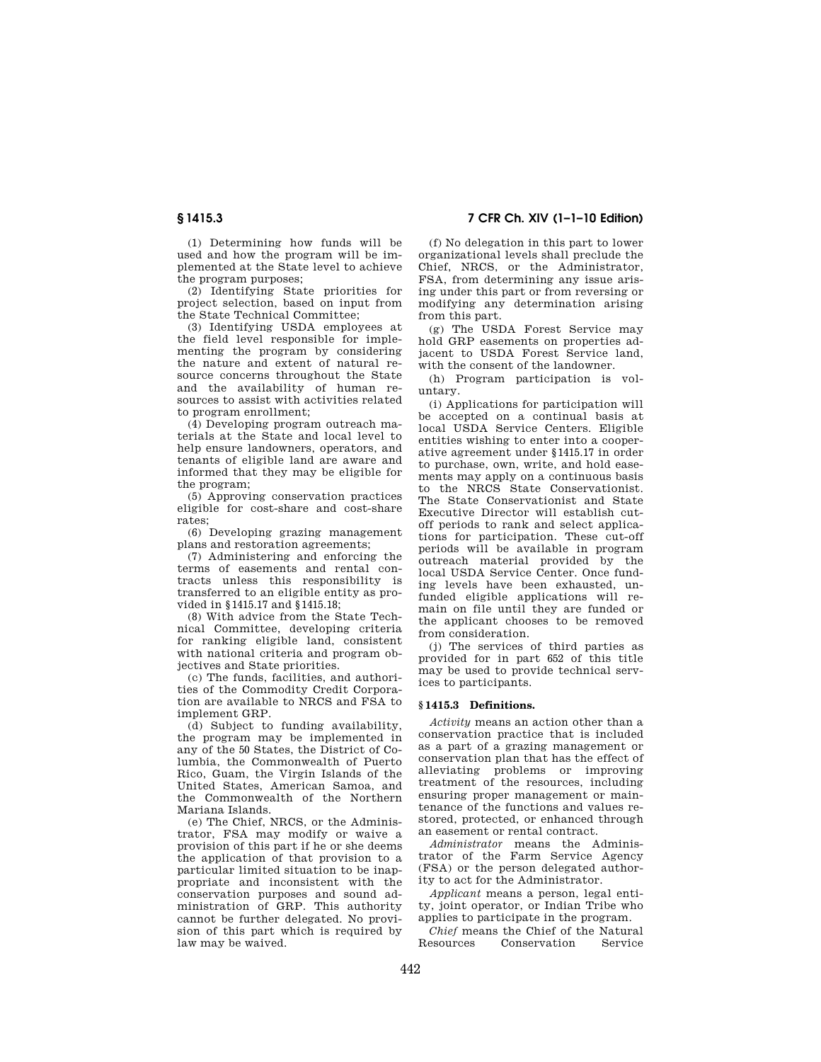(1) Determining how funds will be used and how the program will be implemented at the State level to achieve the program purposes;

(2) Identifying State priorities for project selection, based on input from the State Technical Committee;

(3) Identifying USDA employees at the field level responsible for implementing the program by considering the nature and extent of natural resource concerns throughout the State and the availability of human resources to assist with activities related to program enrollment;

(4) Developing program outreach materials at the State and local level to help ensure landowners, operators, and tenants of eligible land are aware and informed that they may be eligible for the program;

(5) Approving conservation practices eligible for cost-share and cost-share rates;

(6) Developing grazing management plans and restoration agreements;

(7) Administering and enforcing the terms of easements and rental contracts unless this responsibility is transferred to an eligible entity as provided in §1415.17 and §1415.18;

(8) With advice from the State Technical Committee, developing criteria for ranking eligible land, consistent with national criteria and program objectives and State priorities.

(c) The funds, facilities, and authorities of the Commodity Credit Corporation are available to NRCS and FSA to implement GRP.

(d) Subject to funding availability, the program may be implemented in any of the 50 States, the District of Columbia, the Commonwealth of Puerto Rico, Guam, the Virgin Islands of the United States, American Samoa, and the Commonwealth of the Northern Mariana Islands.

(e) The Chief, NRCS, or the Administrator, FSA may modify or waive a provision of this part if he or she deems the application of that provision to a particular limited situation to be inappropriate and inconsistent with the conservation purposes and sound administration of GRP. This authority cannot be further delegated. No provision of this part which is required by law may be waived.

(f) No delegation in this part to lower organizational levels shall preclude the Chief, NRCS, or the Administrator, FSA, from determining any issue arising under this part or from reversing or modifying any determination arising from this part.

(g) The USDA Forest Service may hold GRP easements on properties adjacent to USDA Forest Service land, with the consent of the landowner.

(h) Program participation is voluntary.

(i) Applications for participation will be accepted on a continual basis at local USDA Service Centers. Eligible entities wishing to enter into a cooperative agreement under §1415.17 in order to purchase, own, write, and hold easements may apply on a continuous basis to the NRCS State Conservationist. The State Conservationist and State Executive Director will establish cutoff periods to rank and select applications for participation. These cut-off periods will be available in program outreach material provided by the local USDA Service Center. Once funding levels have been exhausted, unfunded eligible applications will remain on file until they are funded or the applicant chooses to be removed from consideration.

(j) The services of third parties as provided for in part 652 of this title may be used to provide technical services to participants.

## § 1415.3 Definitions.

*Activity* means an action other than a conservation practice that is included as a part of a grazing management or conservation plan that has the effect of alleviating problems or improving treatment of the resources, including ensuring proper management or maintenance of the functions and values restored, protected, or enhanced through an easement or rental contract.

*Administrator* means the Administrator of the Farm Service Agency (FSA) or the person delegated authority to act for the Administrator.

*Applicant* means a person, legal entity, joint operator, or Indian Tribe who applies to participate in the program.

*Chief* means the Chief of the Natural Resources Conservation Service